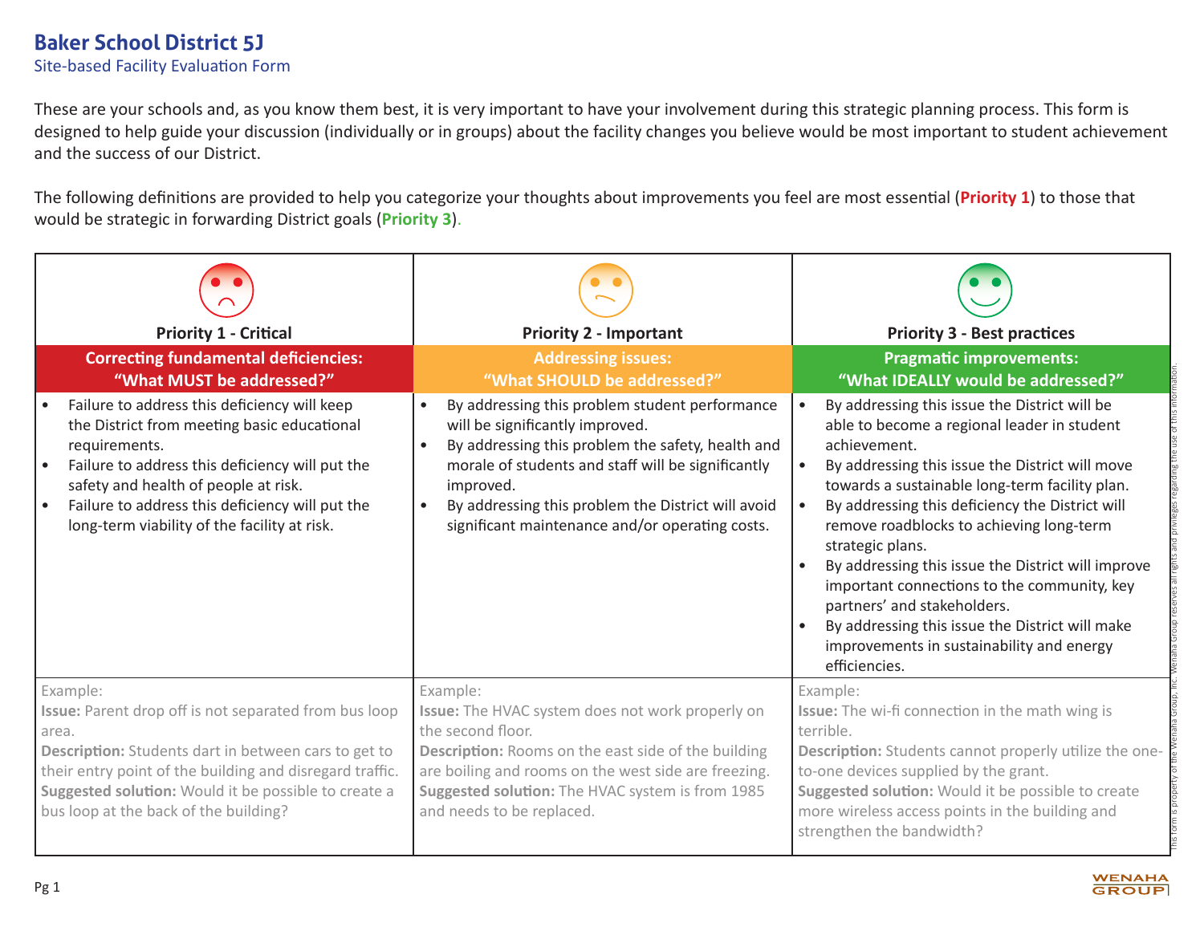# Baker School District 5J

Site-based Facility Evaluation Form

These are your schools and, as you know them best, it is very important to have your involvement during this strategic planning process. This form is designed to help guide your discussion (individually or in groups) about the facility changes you believe would be most important to student achievement and the success of our District.

The following definitions are provided to help you categorize your thoughts about improvements you feel are most essential (**Priority 1**) to those that would be strategic in forwarding District goals (**Priority 3**).

| Priority 1 - Critical | Priority 2 - Important | Priority 3 - Best practices |
|---|---|---|
| **Correcting fundamental deficiencies: "What MUST be addressed?"** | **Addressing issues: "What SHOULD be addressed?"** | **Pragmatic improvements: "What IDEALLY would be addressed?"** |
| • Failure to address this deficiency will keep the District from meeting basic educational requirements.<br>• Failure to address this deficiency will put the safety and health of people at risk.<br>• Failure to address this deficiency will put the long-term viability of the facility at risk. | • By addressing this problem student performance will be significantly improved.<br>• By addressing this problem the safety, health and morale of students and staff will be significantly improved.<br>• By addressing this problem the District will avoid significant maintenance and/or operating costs. | • By addressing this issue the District will be able to become a regional leader in student achievement.<br>• By addressing this issue the District will move towards a sustainable long-term facility plan.<br>• By addressing this deficiency the District will remove roadblocks to achieving long-term strategic plans.<br>• By addressing this issue the District will improve important connections to the community, key partners' and stakeholders.<br>• By addressing this issue the District will make improvements in sustainability and energy efficiencies. |
| Example:<br>**Issue:** Parent drop off is not separated from bus loop area.<br>**Description:** Students dart in between cars to get to their entry point of the building and disregard traffic.<br>**Suggested solution:** Would it be possible to create a bus loop at the back of the building? | Example:<br>**Issue:** The HVAC system does not work properly on the second floor.<br>**Description:** Rooms on the east side of the building are boiling and rooms on the west side are freezing.<br>**Suggested solution:** The HVAC system is from 1985 and needs to be replaced. | Example:<br>**Issue:** The wi-fi connection in the math wing is terrible.<br>**Description:** Students cannot properly utilize the one-to-one devices supplied by the grant.<br>**Suggested solution:** Would it be possible to create more wireless access points in the building and strengthen the bandwidth? |

This form is property of the Wenaha Group, Inc. Wenaha Group reserves all rights and privileges regarding the use of this information.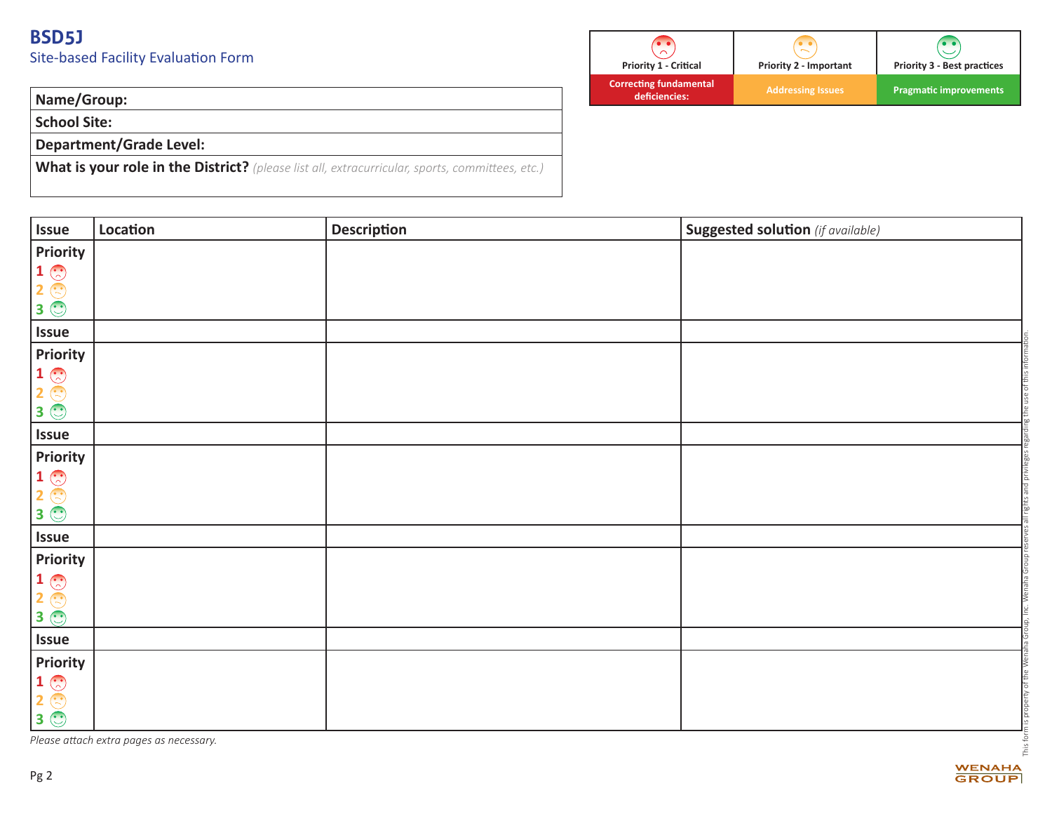# BSD5J

Site-based Facility Evaluation Form

| Priority 1 - Critical | Priority 2 - Important | Priority 3 - Best practices |
| --- | --- | --- |
| Correcting fundamental deficiencies: | Addressing Issues | Pragmatic improvements |

| | |
| --- | --- |
| **Name/Group:** | |
| **School Site:** | |
| **Department/Grade Level:** | |
| **What is your role in the District?** *(please list all, extracurricular, sports, committees, etc.)* | |

| Issue | Location | Description | Suggested solution *(if available)* |
| --- | --- | --- | --- |
| Priority 1 2 3 | | | |
| Issue | | | |
| Priority 1 2 3 | | | |
| Issue | | | |
| Priority 1 2 3 | | | |
| Issue | | | |
| Priority 1 2 3 | | | |
| Issue | | | |
| Priority 1 2 3 | | | |

*Please attach extra pages as necessary.*

This form is property of the Wenaha Group, Inc. Wenaha Group reserves all rights and privileges regarding the use of this information.

WENAHA GROUP